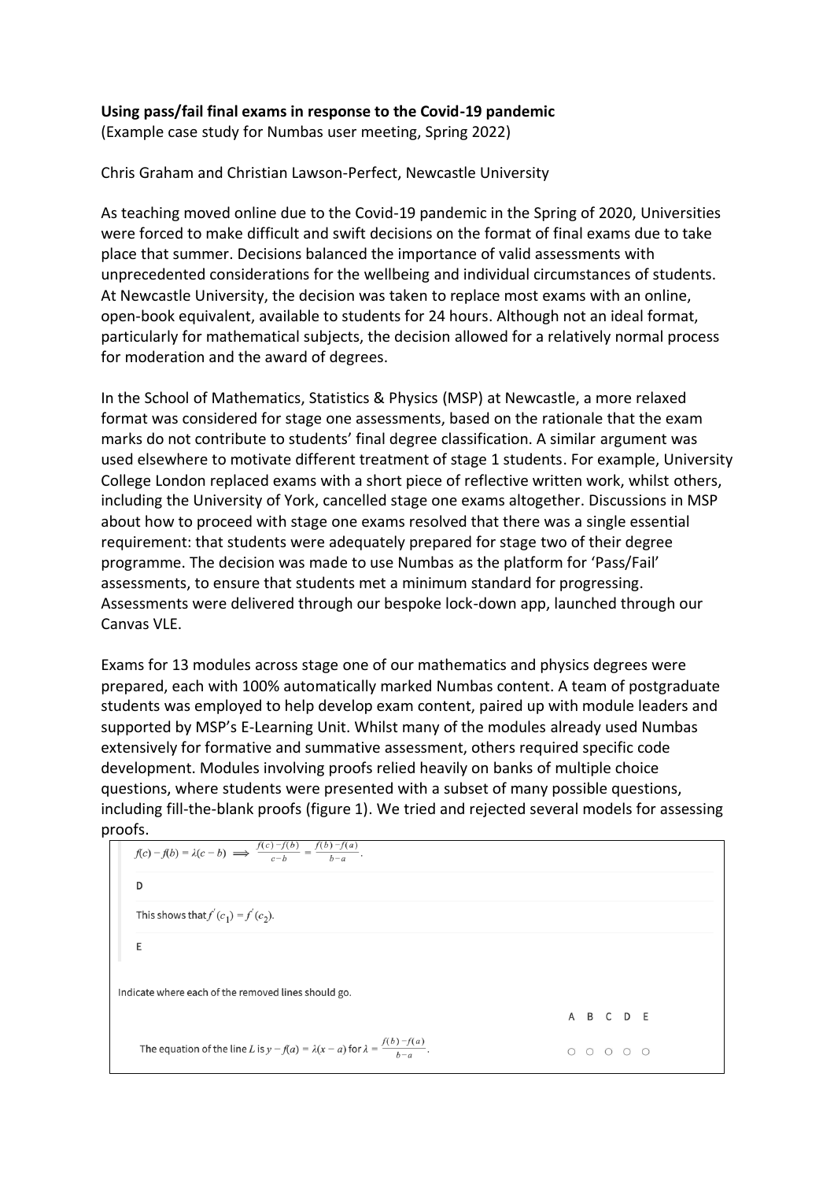**Using pass/fail final exams in response to the Covid-19 pandemic**
(Example case study for Numbas user meeting, Spring 2022)

Chris Graham and Christian Lawson-Perfect, Newcastle University

As teaching moved online due to the Covid-19 pandemic in the Spring of 2020, Universities were forced to make difficult and swift decisions on the format of final exams due to take place that summer. Decisions balanced the importance of valid assessments with unprecedented considerations for the wellbeing and individual circumstances of students. At Newcastle University, the decision was taken to replace most exams with an online, open-book equivalent, available to students for 24 hours. Although not an ideal format, particularly for mathematical subjects, the decision allowed for a relatively normal process for moderation and the award of degrees.

In the School of Mathematics, Statistics & Physics (MSP) at Newcastle, a more relaxed format was considered for stage one assessments, based on the rationale that the exam marks do not contribute to students' final degree classification. A similar argument was used elsewhere to motivate different treatment of stage 1 students. For example, University College London replaced exams with a short piece of reflective written work, whilst others, including the University of York, cancelled stage one exams altogether. Discussions in MSP about how to proceed with stage one exams resolved that there was a single essential requirement: that students were adequately prepared for stage two of their degree programme. The decision was made to use Numbas as the platform for 'Pass/Fail' assessments, to ensure that students met a minimum standard for progressing. Assessments were delivered through our bespoke lock-down app, launched through our Canvas VLE.

Exams for 13 modules across stage one of our mathematics and physics degrees were prepared, each with 100% automatically marked Numbas content. A team of postgraduate students was employed to help develop exam content, paired up with module leaders and supported by MSP's E-Learning Unit. Whilst many of the modules already used Numbas extensively for formative and summative assessment, others required specific code development. Modules involving proofs relied heavily on banks of multiple choice questions, where students were presented with a subset of many possible questions, including fill-the-blank proofs (figure 1). We tried and rejected several models for assessing proofs.

$f(c) - f(b) = \lambda(c - b) \implies \frac{f(c)-f(b)}{c-b} = \frac{f(b)-f(a)}{b-a}$.

D

This shows that $f'(c_1) = f'(c_2)$.

E

Indicate where each of the removed lines should go.

| | A | B | C | D | E |
|---|---|---|---|---|---|
| The equation of the line $L$ is $y - f(a) = \lambda(x - a)$ for $\lambda = \frac{f(b)-f(a)}{b-a}$. | ○ | ○ | ○ | ○ | ○ |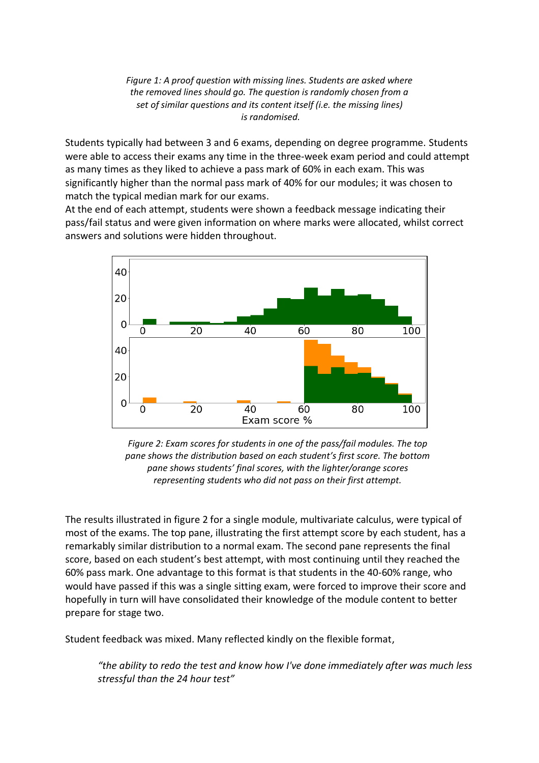*Figure 1: A proof question with missing lines. Students are asked where the removed lines should go. The question is randomly chosen from a set of similar questions and its content itself (i.e. the missing lines) is randomised.*

Students typically had between 3 and 6 exams, depending on degree programme. Students were able to access their exams any time in the three-week exam period and could attempt as many times as they liked to achieve a pass mark of 60% in each exam. This was significantly higher than the normal pass mark of 40% for our modules; it was chosen to match the typical median mark for our exams.

At the end of each attempt, students were shown a feedback message indicating their pass/fail status and were given information on where marks were allocated, whilst correct answers and solutions were hidden throughout.

*Figure 2: Exam scores for students in one of the pass/fail modules. The top pane shows the distribution based on each student's first score. The bottom pane shows students' final scores, with the lighter/orange scores representing students who did not pass on their first attempt.*

The results illustrated in figure 2 for a single module, multivariate calculus, were typical of most of the exams. The top pane, illustrating the first attempt score by each student, has a remarkably similar distribution to a normal exam. The second pane represents the final score, based on each student's best attempt, with most continuing until they reached the 60% pass mark. One advantage to this format is that students in the 40-60% range, who would have passed if this was a single sitting exam, were forced to improve their score and hopefully in turn will have consolidated their knowledge of the module content to better prepare for stage two.

Student feedback was mixed. Many reflected kindly on the flexible format,

> *"the ability to redo the test and know how I've done immediately after was much less stressful than the 24 hour test"*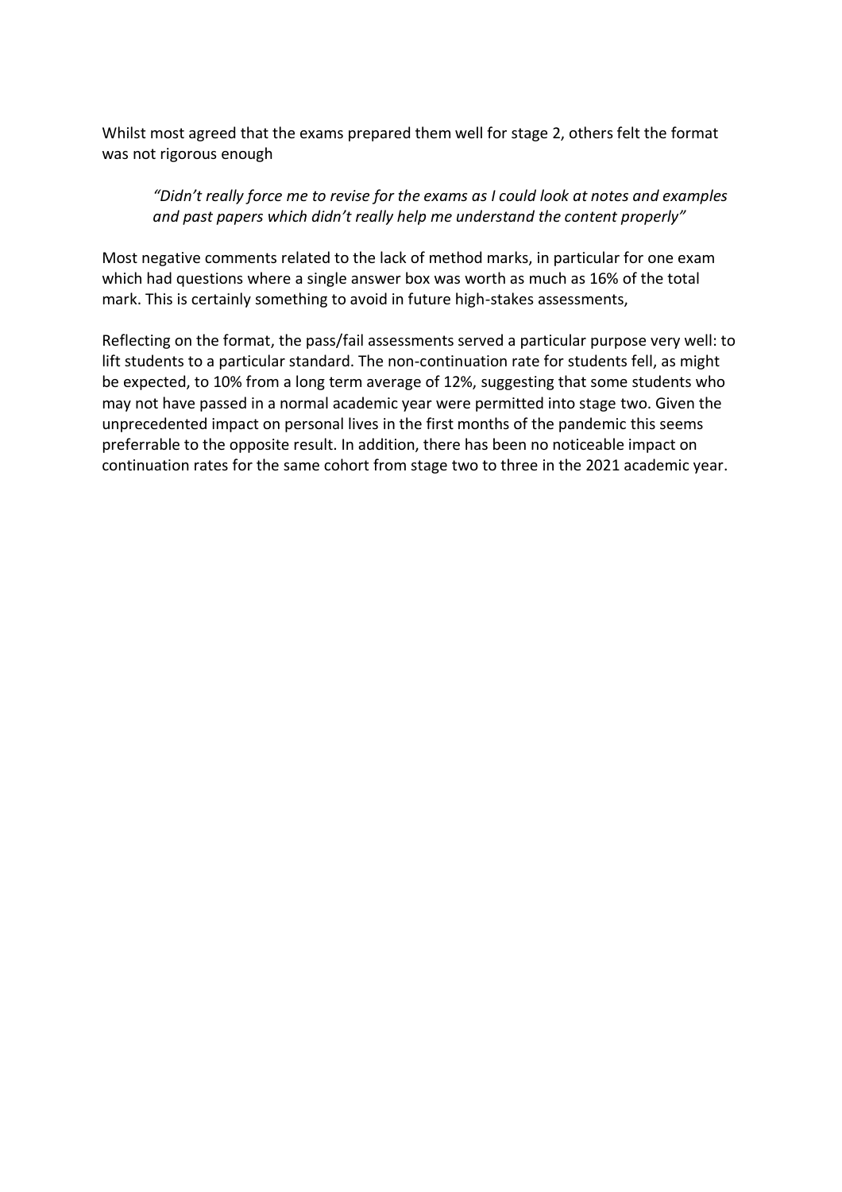Whilst most agreed that the exams prepared them well for stage 2, others felt the format was not rigorous enough

> *"Didn't really force me to revise for the exams as I could look at notes and examples and past papers which didn't really help me understand the content properly"*

Most negative comments related to the lack of method marks, in particular for one exam which had questions where a single answer box was worth as much as 16% of the total mark. This is certainly something to avoid in future high-stakes assessments,

Reflecting on the format, the pass/fail assessments served a particular purpose very well: to lift students to a particular standard. The non-continuation rate for students fell, as might be expected, to 10% from a long term average of 12%, suggesting that some students who may not have passed in a normal academic year were permitted into stage two. Given the unprecedented impact on personal lives in the first months of the pandemic this seems preferrable to the opposite result. In addition, there has been no noticeable impact on continuation rates for the same cohort from stage two to three in the 2021 academic year.